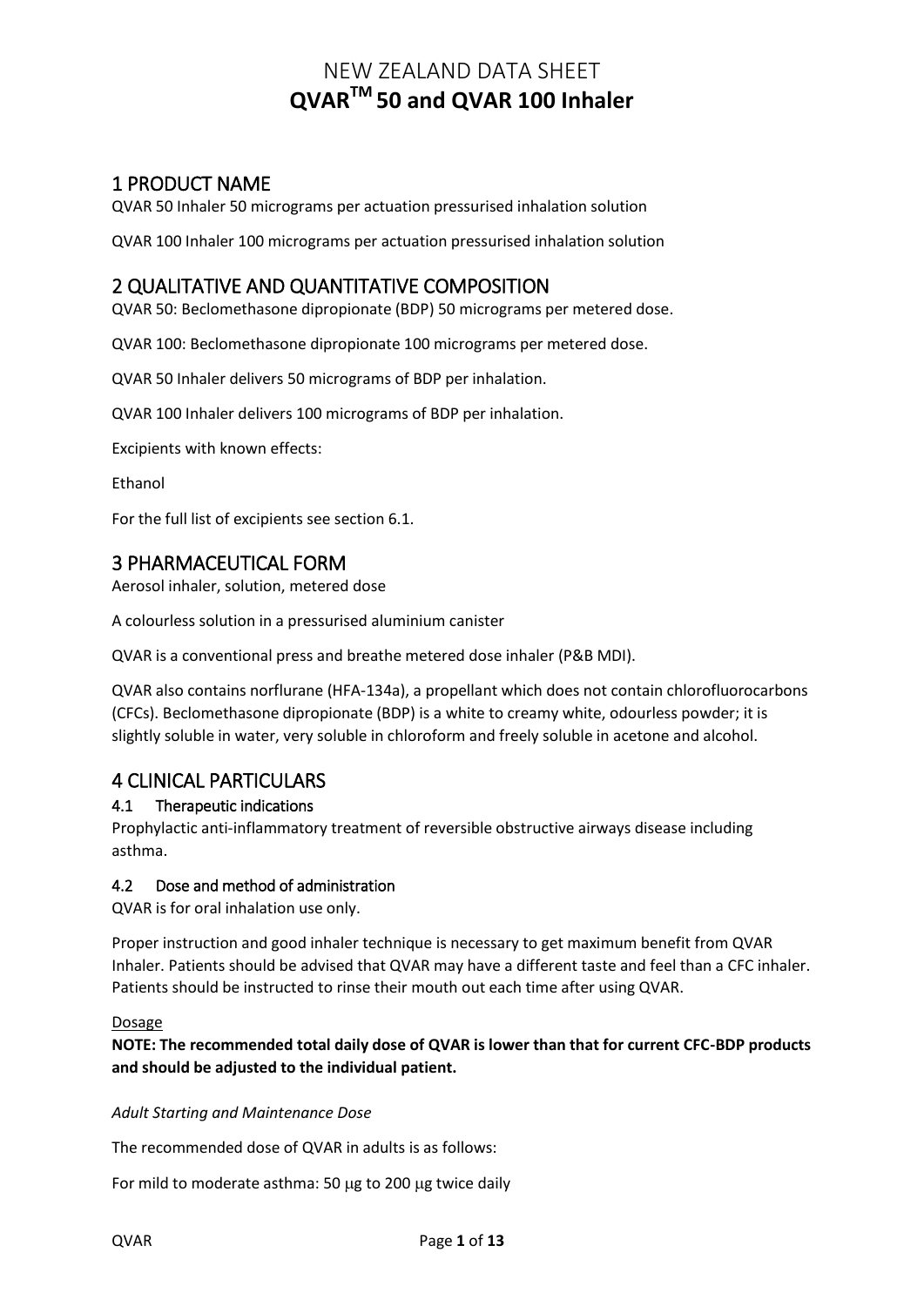# NEW ZEALAND DATA SHEET
# QVAR™ 50 and QVAR 100 Inhaler

## 1 PRODUCT NAME

QVAR 50 Inhaler 50 micrograms per actuation pressurised inhalation solution

QVAR 100 Inhaler 100 micrograms per actuation pressurised inhalation solution

## 2 QUALITATIVE AND QUANTITATIVE COMPOSITION

QVAR 50: Beclomethasone dipropionate (BDP) 50 micrograms per metered dose.

QVAR 100: Beclomethasone dipropionate 100 micrograms per metered dose.

QVAR 50 Inhaler delivers 50 micrograms of BDP per inhalation.

QVAR 100 Inhaler delivers 100 micrograms of BDP per inhalation.

Excipients with known effects:

Ethanol

For the full list of excipients see section 6.1.

## 3 PHARMACEUTICAL FORM

Aerosol inhaler, solution, metered dose

A colourless solution in a pressurised aluminium canister

QVAR is a conventional press and breathe metered dose inhaler (P&B MDI).

QVAR also contains norflurane (HFA-134a), a propellant which does not contain chlorofluorocarbons (CFCs). Beclomethasone dipropionate (BDP) is a white to creamy white, odourless powder; it is slightly soluble in water, very soluble in chloroform and freely soluble in acetone and alcohol.

## 4 CLINICAL PARTICULARS

### 4.1 Therapeutic indications

Prophylactic anti-inflammatory treatment of reversible obstructive airways disease including asthma.

### 4.2 Dose and method of administration

QVAR is for oral inhalation use only.

Proper instruction and good inhaler technique is necessary to get maximum benefit from QVAR Inhaler. Patients should be advised that QVAR may have a different taste and feel than a CFC inhaler. Patients should be instructed to rinse their mouth out each time after using QVAR.

Dosage

**NOTE: The recommended total daily dose of QVAR is lower than that for current CFC-BDP products and should be adjusted to the individual patient.**

*Adult Starting and Maintenance Dose*

The recommended dose of QVAR in adults is as follows:

For mild to moderate asthma: 50 μg to 200 μg twice daily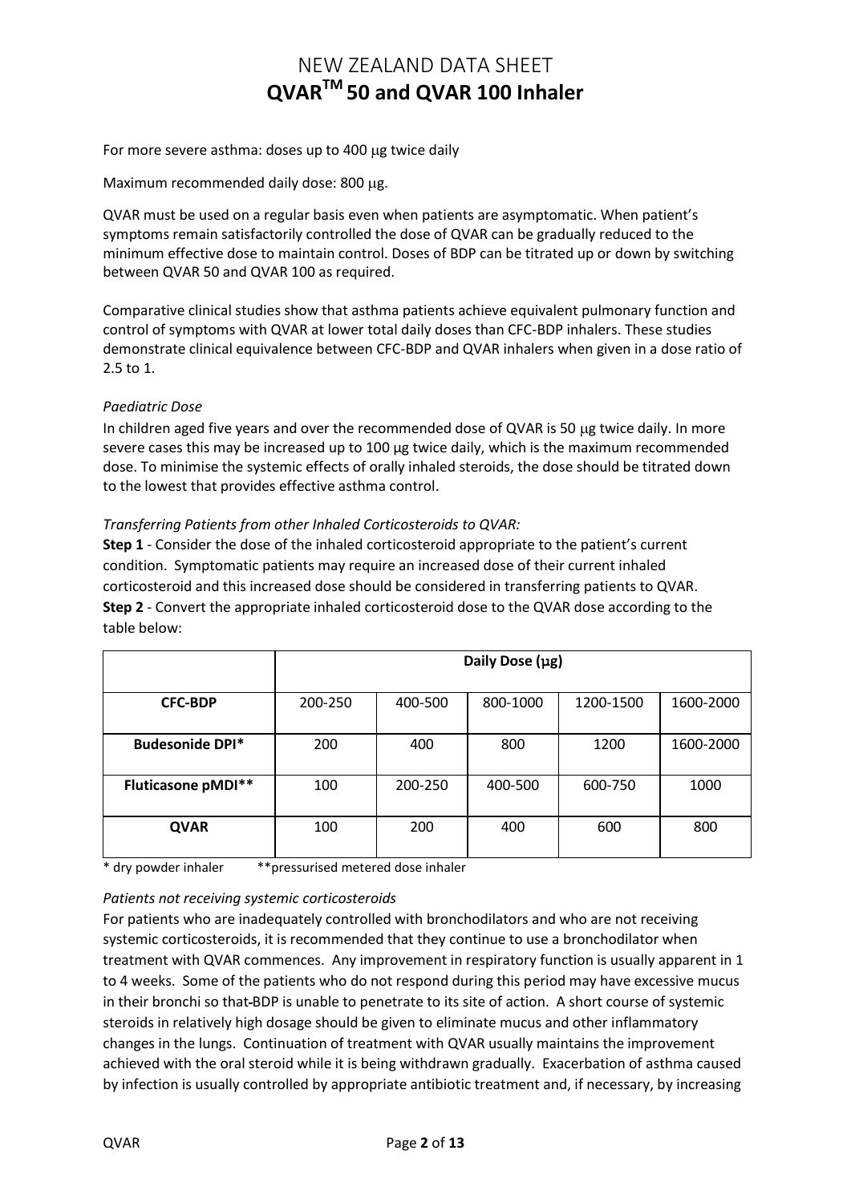For more severe asthma: doses up to 400 μg twice daily

Maximum recommended daily dose: 800 μg.

QVAR must be used on a regular basis even when patients are asymptomatic. When patient's symptoms remain satisfactorily controlled the dose of QVAR can be gradually reduced to the minimum effective dose to maintain control. Doses of BDP can be titrated up or down by switching between QVAR 50 and QVAR 100 as required.

Comparative clinical studies show that asthma patients achieve equivalent pulmonary function and control of symptoms with QVAR at lower total daily doses than CFC-BDP inhalers. These studies demonstrate clinical equivalence between CFC-BDP and QVAR inhalers when given in a dose ratio of 2.5 to 1.

*Paediatric Dose*

In children aged five years and over the recommended dose of QVAR is 50 μg twice daily. In more severe cases this may be increased up to 100 μg twice daily, which is the maximum recommended dose. To minimise the systemic effects of orally inhaled steroids, the dose should be titrated down to the lowest that provides effective asthma control.

*Transferring Patients from other Inhaled Corticosteroids to QVAR:*

**Step 1** - Consider the dose of the inhaled corticosteroid appropriate to the patient's current condition. Symptomatic patients may require an increased dose of their current inhaled corticosteroid and this increased dose should be considered in transferring patients to QVAR.
**Step 2** - Convert the appropriate inhaled corticosteroid dose to the QVAR dose according to the table below:

| | **Daily Dose (μg)** | | | | |
|---|---|---|---|---|---|
| **CFC-BDP** | 200-250 | 400-500 | 800-1000 | 1200-1500 | 1600-2000 |
| **Budesonide DPI*** | 200 | 400 | 800 | 1200 | 1600-2000 |
| **Fluticasone pMDI**** | 100 | 200-250 | 400-500 | 600-750 | 1000 |
| **QVAR** | 100 | 200 | 400 | 600 | 800 |

* dry powder inhaler   **pressurised metered dose inhaler

*Patients not receiving systemic corticosteroids*

For patients who are inadequately controlled with bronchodilators and who are not receiving systemic corticosteroids, it is recommended that they continue to use a bronchodilator when treatment with QVAR commences. Any improvement in respiratory function is usually apparent in 1 to 4 weeks. Some of the patients who do not respond during this period may have excessive mucus in their bronchi so that BDP is unable to penetrate to its site of action. A short course of systemic steroids in relatively high dosage should be given to eliminate mucus and other inflammatory changes in the lungs. Continuation of treatment with QVAR usually maintains the improvement achieved with the oral steroid while it is being withdrawn gradually. Exacerbation of asthma caused by infection is usually controlled by appropriate antibiotic treatment and, if necessary, by increasing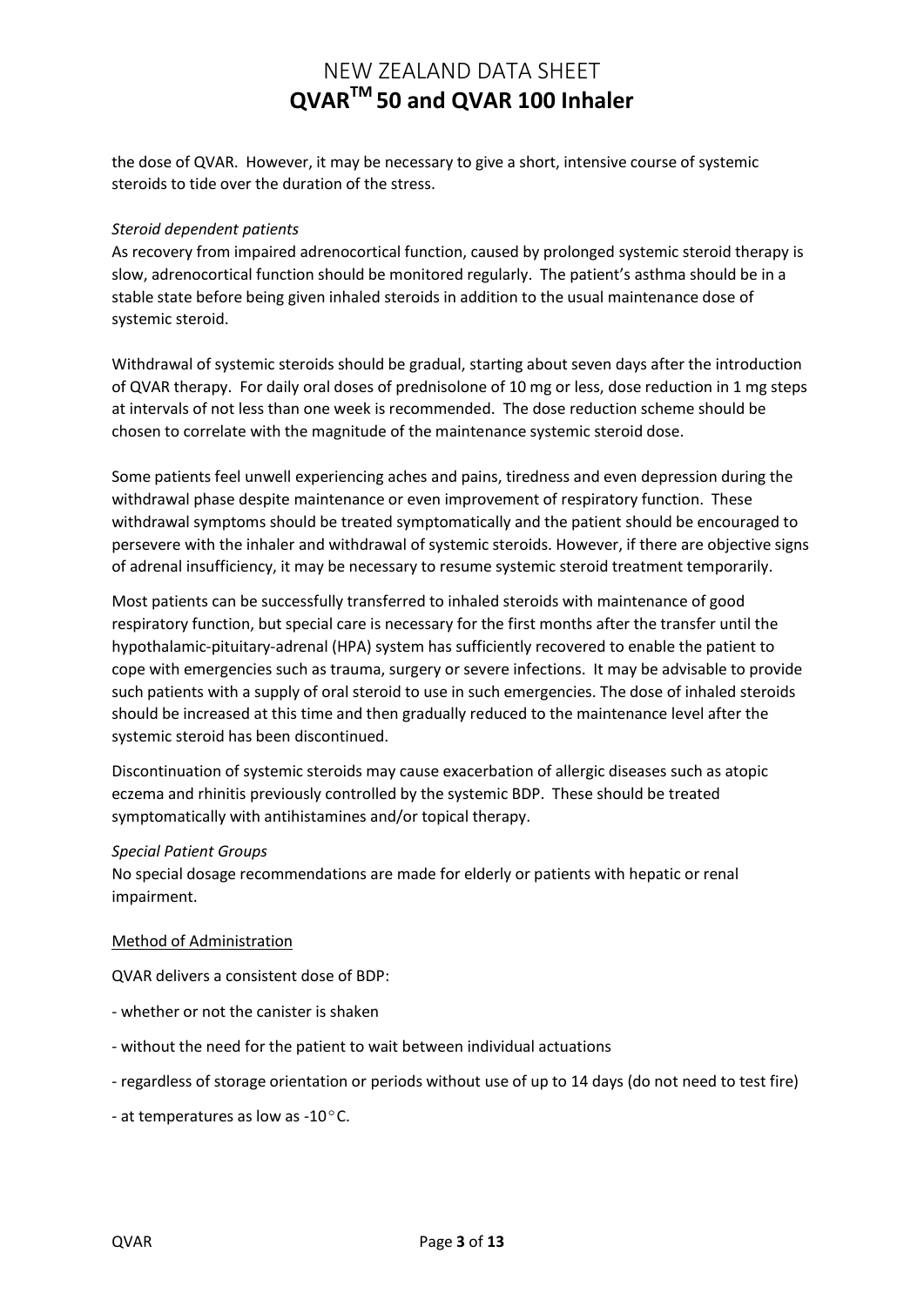the dose of QVAR. However, it may be necessary to give a short, intensive course of systemic steroids to tide over the duration of the stress.

*Steroid dependent patients*

As recovery from impaired adrenocortical function, caused by prolonged systemic steroid therapy is slow, adrenocortical function should be monitored regularly. The patient's asthma should be in a stable state before being given inhaled steroids in addition to the usual maintenance dose of systemic steroid.

Withdrawal of systemic steroids should be gradual, starting about seven days after the introduction of QVAR therapy. For daily oral doses of prednisolone of 10 mg or less, dose reduction in 1 mg steps at intervals of not less than one week is recommended. The dose reduction scheme should be chosen to correlate with the magnitude of the maintenance systemic steroid dose.

Some patients feel unwell experiencing aches and pains, tiredness and even depression during the withdrawal phase despite maintenance or even improvement of respiratory function. These withdrawal symptoms should be treated symptomatically and the patient should be encouraged to persevere with the inhaler and withdrawal of systemic steroids. However, if there are objective signs of adrenal insufficiency, it may be necessary to resume systemic steroid treatment temporarily.

Most patients can be successfully transferred to inhaled steroids with maintenance of good respiratory function, but special care is necessary for the first months after the transfer until the hypothalamic-pituitary-adrenal (HPA) system has sufficiently recovered to enable the patient to cope with emergencies such as trauma, surgery or severe infections. It may be advisable to provide such patients with a supply of oral steroid to use in such emergencies. The dose of inhaled steroids should be increased at this time and then gradually reduced to the maintenance level after the systemic steroid has been discontinued.

Discontinuation of systemic steroids may cause exacerbation of allergic diseases such as atopic eczema and rhinitis previously controlled by the systemic BDP. These should be treated symptomatically with antihistamines and/or topical therapy.

*Special Patient Groups*

No special dosage recommendations are made for elderly or patients with hepatic or renal impairment.

<u>Method of Administration</u>

QVAR delivers a consistent dose of BDP:

- whether or not the canister is shaken
- without the need for the patient to wait between individual actuations
- regardless of storage orientation or periods without use of up to 14 days (do not need to test fire)
- at temperatures as low as -10°C.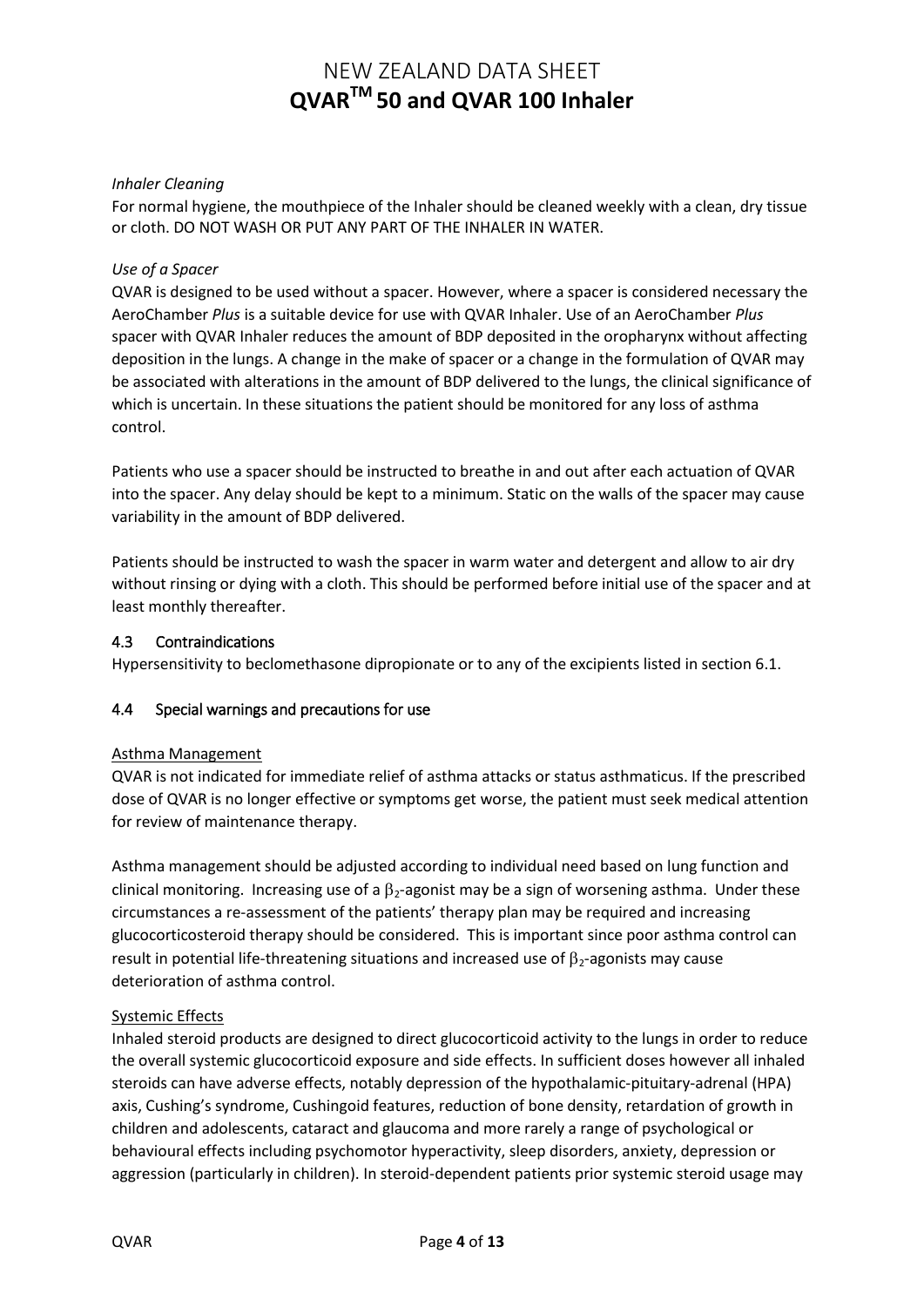*Inhaler Cleaning*

For normal hygiene, the mouthpiece of the Inhaler should be cleaned weekly with a clean, dry tissue or cloth. DO NOT WASH OR PUT ANY PART OF THE INHALER IN WATER.

*Use of a Spacer*

QVAR is designed to be used without a spacer. However, where a spacer is considered necessary the AeroChamber *Plus* is a suitable device for use with QVAR Inhaler. Use of an AeroChamber *Plus* spacer with QVAR Inhaler reduces the amount of BDP deposited in the oropharynx without affecting deposition in the lungs. A change in the make of spacer or a change in the formulation of QVAR may be associated with alterations in the amount of BDP delivered to the lungs, the clinical significance of which is uncertain. In these situations the patient should be monitored for any loss of asthma control.

Patients who use a spacer should be instructed to breathe in and out after each actuation of QVAR into the spacer. Any delay should be kept to a minimum. Static on the walls of the spacer may cause variability in the amount of BDP delivered.

Patients should be instructed to wash the spacer in warm water and detergent and allow to air dry without rinsing or dying with a cloth. This should be performed before initial use of the spacer and at least monthly thereafter.

## 4.3 Contraindications

Hypersensitivity to beclomethasone dipropionate or to any of the excipients listed in section 6.1.

## 4.4 Special warnings and precautions for use

Asthma Management

QVAR is not indicated for immediate relief of asthma attacks or status asthmaticus. If the prescribed dose of QVAR is no longer effective or symptoms get worse, the patient must seek medical attention for review of maintenance therapy.

Asthma management should be adjusted according to individual need based on lung function and clinical monitoring. Increasing use of a $\beta_2$-agonist may be a sign of worsening asthma. Under these circumstances a re-assessment of the patients' therapy plan may be required and increasing glucocorticosteroid therapy should be considered. This is important since poor asthma control can result in potential life-threatening situations and increased use of $\beta_2$-agonists may cause deterioration of asthma control.

Systemic Effects

Inhaled steroid products are designed to direct glucocorticoid activity to the lungs in order to reduce the overall systemic glucocorticoid exposure and side effects. In sufficient doses however all inhaled steroids can have adverse effects, notably depression of the hypothalamic-pituitary-adrenal (HPA) axis, Cushing's syndrome, Cushingoid features, reduction of bone density, retardation of growth in children and adolescents, cataract and glaucoma and more rarely a range of psychological or behavioural effects including psychomotor hyperactivity, sleep disorders, anxiety, depression or aggression (particularly in children). In steroid-dependent patients prior systemic steroid usage may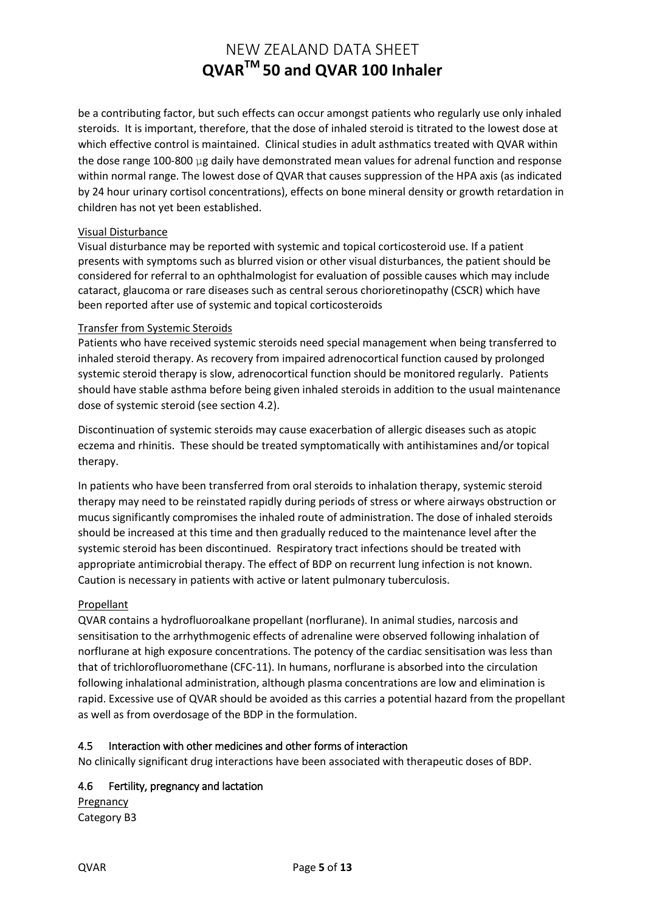be a contributing factor, but such effects can occur amongst patients who regularly use only inhaled steroids. It is important, therefore, that the dose of inhaled steroid is titrated to the lowest dose at which effective control is maintained. Clinical studies in adult asthmatics treated with QVAR within the dose range 100-800 µg daily have demonstrated mean values for adrenal function and response within normal range. The lowest dose of QVAR that causes suppression of the HPA axis (as indicated by 24 hour urinary cortisol concentrations), effects on bone mineral density or growth retardation in children has not yet been established.

Visual Disturbance

Visual disturbance may be reported with systemic and topical corticosteroid use. If a patient presents with symptoms such as blurred vision or other visual disturbances, the patient should be considered for referral to an ophthalmologist for evaluation of possible causes which may include cataract, glaucoma or rare diseases such as central serous chorioretinopathy (CSCR) which have been reported after use of systemic and topical corticosteroids

Transfer from Systemic Steroids

Patients who have received systemic steroids need special management when being transferred to inhaled steroid therapy. As recovery from impaired adrenocortical function caused by prolonged systemic steroid therapy is slow, adrenocortical function should be monitored regularly. Patients should have stable asthma before being given inhaled steroids in addition to the usual maintenance dose of systemic steroid (see section 4.2).

Discontinuation of systemic steroids may cause exacerbation of allergic diseases such as atopic eczema and rhinitis. These should be treated symptomatically with antihistamines and/or topical therapy.

In patients who have been transferred from oral steroids to inhalation therapy, systemic steroid therapy may need to be reinstated rapidly during periods of stress or where airways obstruction or mucus significantly compromises the inhaled route of administration. The dose of inhaled steroids should be increased at this time and then gradually reduced to the maintenance level after the systemic steroid has been discontinued. Respiratory tract infections should be treated with appropriate antimicrobial therapy. The effect of BDP on recurrent lung infection is not known. Caution is necessary in patients with active or latent pulmonary tuberculosis.

Propellant

QVAR contains a hydrofluoroalkane propellant (norflurane). In animal studies, narcosis and sensitisation to the arrhythmogenic effects of adrenaline were observed following inhalation of norflurane at high exposure concentrations. The potency of the cardiac sensitisation was less than that of trichlorofluoromethane (CFC-11). In humans, norflurane is absorbed into the circulation following inhalational administration, although plasma concentrations are low and elimination is rapid. Excessive use of QVAR should be avoided as this carries a potential hazard from the propellant as well as from overdosage of the BDP in the formulation.

### 4.5 Interaction with other medicines and other forms of interaction

No clinically significant drug interactions have been associated with therapeutic doses of BDP.

### 4.6 Fertility, pregnancy and lactation

Pregnancy

Category B3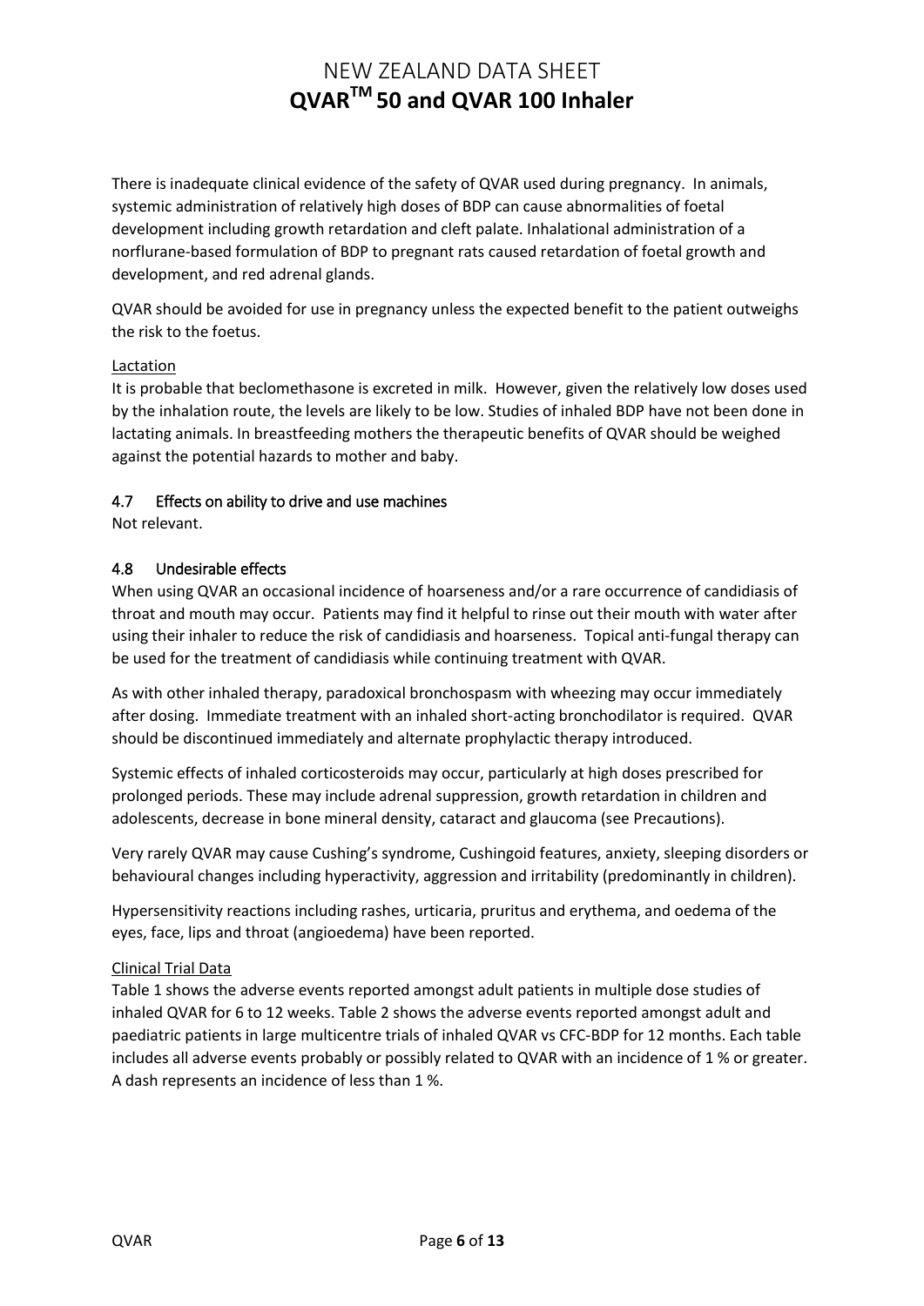There is inadequate clinical evidence of the safety of QVAR used during pregnancy. In animals, systemic administration of relatively high doses of BDP can cause abnormalities of foetal development including growth retardation and cleft palate. Inhalational administration of a norflurane-based formulation of BDP to pregnant rats caused retardation of foetal growth and development, and red adrenal glands.

QVAR should be avoided for use in pregnancy unless the expected benefit to the patient outweighs the risk to the foetus.

Lactation

It is probable that beclomethasone is excreted in milk. However, given the relatively low doses used by the inhalation route, the levels are likely to be low. Studies of inhaled BDP have not been done in lactating animals. In breastfeeding mothers the therapeutic benefits of QVAR should be weighed against the potential hazards to mother and baby.

## 4.7 Effects on ability to drive and use machines

Not relevant.

## 4.8 Undesirable effects

When using QVAR an occasional incidence of hoarseness and/or a rare occurrence of candidiasis of throat and mouth may occur. Patients may find it helpful to rinse out their mouth with water after using their inhaler to reduce the risk of candidiasis and hoarseness. Topical anti-fungal therapy can be used for the treatment of candidiasis while continuing treatment with QVAR.

As with other inhaled therapy, paradoxical bronchospasm with wheezing may occur immediately after dosing. Immediate treatment with an inhaled short-acting bronchodilator is required. QVAR should be discontinued immediately and alternate prophylactic therapy introduced.

Systemic effects of inhaled corticosteroids may occur, particularly at high doses prescribed for prolonged periods. These may include adrenal suppression, growth retardation in children and adolescents, decrease in bone mineral density, cataract and glaucoma (see Precautions).

Very rarely QVAR may cause Cushing's syndrome, Cushingoid features, anxiety, sleeping disorders or behavioural changes including hyperactivity, aggression and irritability (predominantly in children).

Hypersensitivity reactions including rashes, urticaria, pruritus and erythema, and oedema of the eyes, face, lips and throat (angioedema) have been reported.

Clinical Trial Data

Table 1 shows the adverse events reported amongst adult patients in multiple dose studies of inhaled QVAR for 6 to 12 weeks. Table 2 shows the adverse events reported amongst adult and paediatric patients in large multicentre trials of inhaled QVAR vs CFC-BDP for 12 months. Each table includes all adverse events probably or possibly related to QVAR with an incidence of 1 % or greater. A dash represents an incidence of less than 1 %.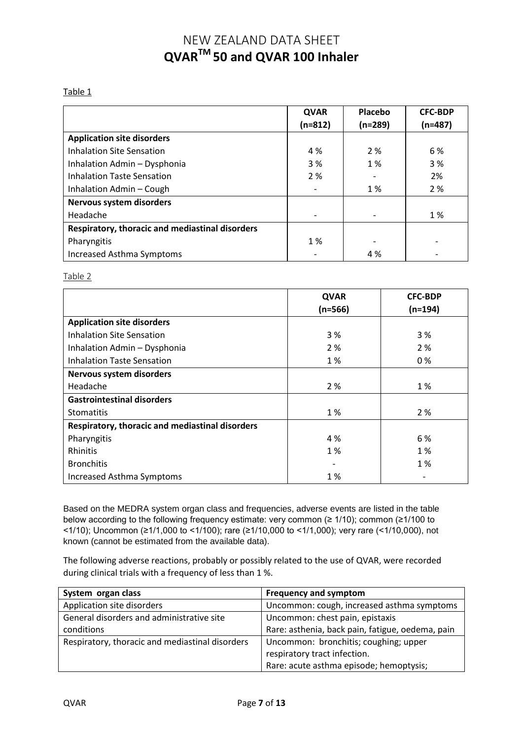Table 1

| | QVAR (n=812) | Placebo (n=289) | CFC-BDP (n=487) |
|---|---|---|---|
| **Application site disorders** | | | |
| Inhalation Site Sensation | 4 % | 2 % | 6 % |
| Inhalation Admin – Dysphonia | 3 % | 1 % | 3 % |
| Inhalation Taste Sensation | 2 % | - | 2% |
| Inhalation Admin – Cough | - | 1 % | 2 % |
| **Nervous system disorders** | | | |
| Headache | - | - | 1 % |
| **Respiratory, thoracic and mediastinal disorders** | | | |
| Pharyngitis | 1 % | - | - |
| Increased Asthma Symptoms | - | 4 % | - |

Table 2

| | QVAR (n=566) | CFC-BDP (n=194) |
|---|---|---|
| **Application site disorders** | | |
| Inhalation Site Sensation | 3 % | 3 % |
| Inhalation Admin – Dysphonia | 2 % | 2 % |
| Inhalation Taste Sensation | 1 % | 0 % |
| **Nervous system disorders** | | |
| Headache | 2 % | 1 % |
| **Gastrointestinal disorders** | | |
| Stomatitis | 1 % | 2 % |
| **Respiratory, thoracic and mediastinal disorders** | | |
| Pharyngitis | 4 % | 6 % |
| Rhinitis | 1 % | 1 % |
| Bronchitis | - | 1 % |
| Increased Asthma Symptoms | 1 % | - |

Based on the MEDRA system organ class and frequencies, adverse events are listed in the table below according to the following frequency estimate: very common (≥ 1/10); common (≥1/100 to <1/10); Uncommon (≥1/1,000 to <1/100); rare (≥1/10,000 to <1/1,000); very rare (<1/10,000), not known (cannot be estimated from the available data).

The following adverse reactions, probably or possibly related to the use of QVAR, were recorded during clinical trials with a frequency of less than 1 %.

| System organ class | Frequency and symptom |
|---|---|
| Application site disorders | Uncommon: cough, increased asthma symptoms |
| General disorders and administrative site conditions | Uncommon: chest pain, epistaxis<br>Rare: asthenia, back pain, fatigue, oedema, pain |
| Respiratory, thoracic and mediastinal disorders | Uncommon: bronchitis; coughing; upper respiratory tract infection.<br>Rare: acute asthma episode; hemoptysis; |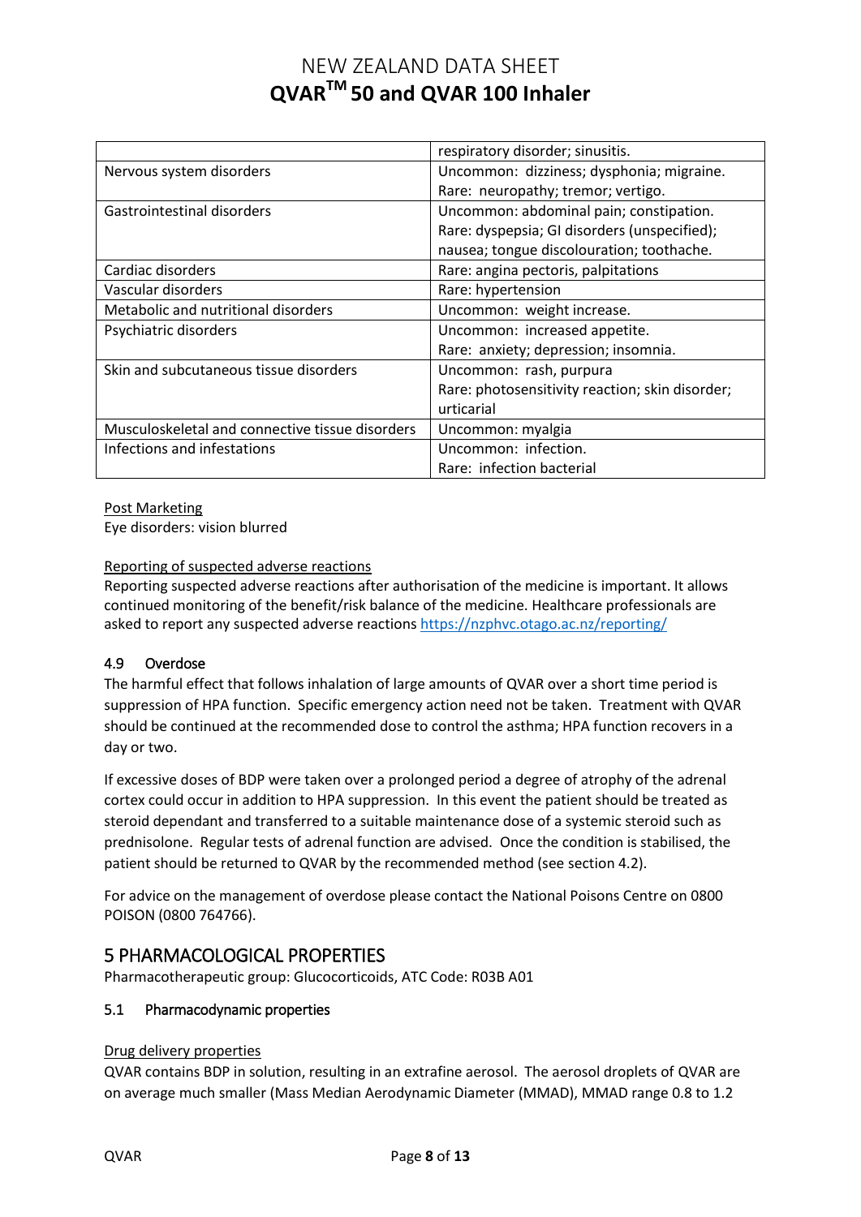| | |
|---|---|
| | respiratory disorder; sinusitis. |
| Nervous system disorders | Uncommon: dizziness; dysphonia; migraine.<br>Rare: neuropathy; tremor; vertigo. |
| Gastrointestinal disorders | Uncommon: abdominal pain; constipation.<br>Rare: dyspepsia; GI disorders (unspecified); nausea; tongue discolouration; toothache. |
| Cardiac disorders | Rare: angina pectoris, palpitations |
| Vascular disorders | Rare: hypertension |
| Metabolic and nutritional disorders | Uncommon: weight increase. |
| Psychiatric disorders | Uncommon: increased appetite.<br>Rare: anxiety; depression; insomnia. |
| Skin and subcutaneous tissue disorders | Uncommon: rash, purpura<br>Rare: photosensitivity reaction; skin disorder; urticarial |
| Musculoskeletal and connective tissue disorders | Uncommon: myalgia |
| Infections and infestations | Uncommon: infection.<br>Rare: infection bacterial |

Post Marketing

Eye disorders: vision blurred

Reporting of suspected adverse reactions

Reporting suspected adverse reactions after authorisation of the medicine is important. It allows continued monitoring of the benefit/risk balance of the medicine. Healthcare professionals are asked to report any suspected adverse reactions https://nzphvc.otago.ac.nz/reporting/

### 4.9 Overdose

The harmful effect that follows inhalation of large amounts of QVAR over a short time period is suppression of HPA function. Specific emergency action need not be taken. Treatment with QVAR should be continued at the recommended dose to control the asthma; HPA function recovers in a day or two.

If excessive doses of BDP were taken over a prolonged period a degree of atrophy of the adrenal cortex could occur in addition to HPA suppression. In this event the patient should be treated as steroid dependant and transferred to a suitable maintenance dose of a systemic steroid such as prednisolone. Regular tests of adrenal function are advised. Once the condition is stabilised, the patient should be returned to QVAR by the recommended method (see section 4.2).

For advice on the management of overdose please contact the National Poisons Centre on 0800 POISON (0800 764766).

## 5 PHARMACOLOGICAL PROPERTIES

Pharmacotherapeutic group: Glucocorticoids, ATC Code: R03B A01

### 5.1 Pharmacodynamic properties

Drug delivery properties

QVAR contains BDP in solution, resulting in an extrafine aerosol. The aerosol droplets of QVAR are on average much smaller (Mass Median Aerodynamic Diameter (MMAD), MMAD range 0.8 to 1.2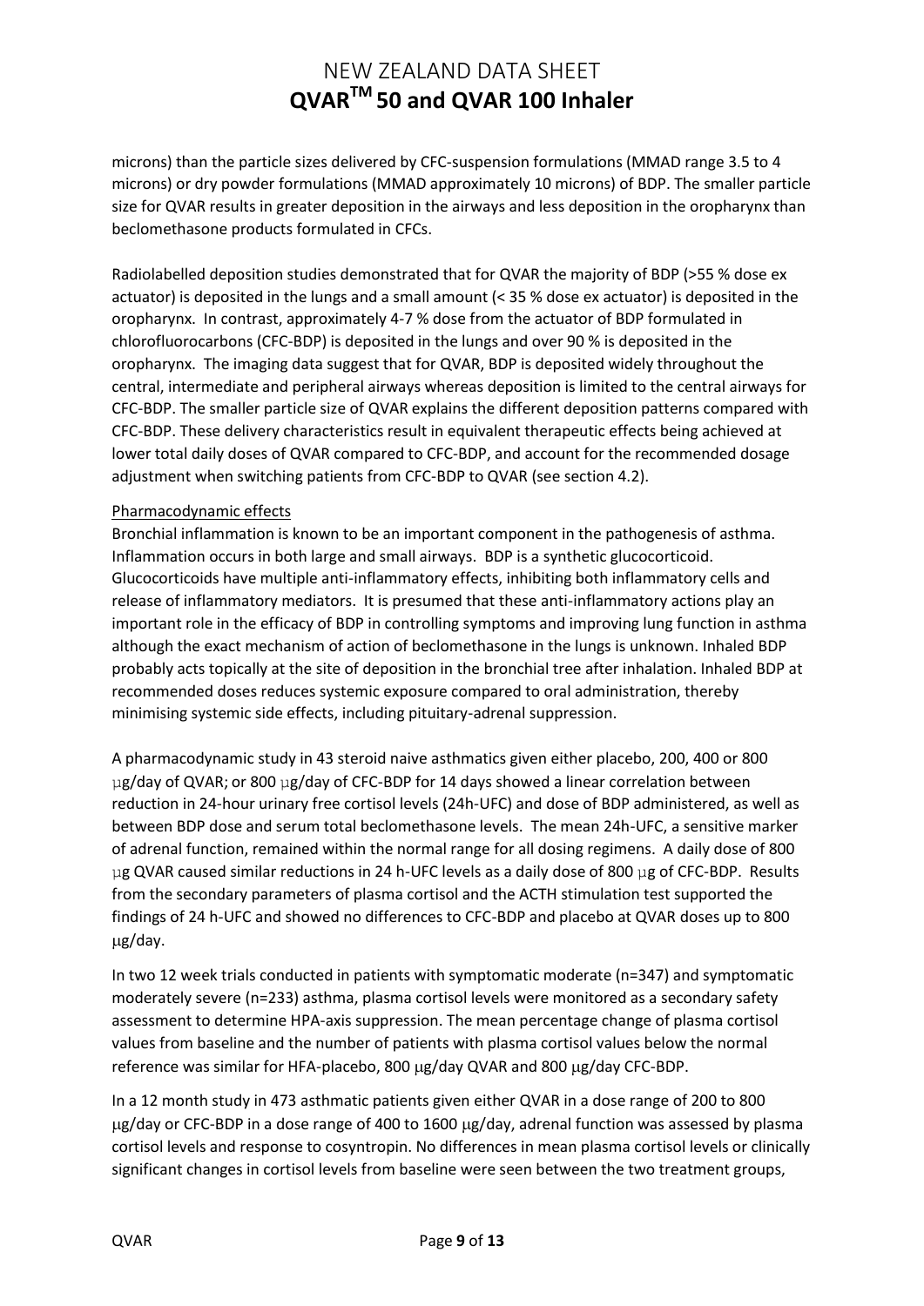microns) than the particle sizes delivered by CFC-suspension formulations (MMAD range 3.5 to 4 microns) or dry powder formulations (MMAD approximately 10 microns) of BDP. The smaller particle size for QVAR results in greater deposition in the airways and less deposition in the oropharynx than beclomethasone products formulated in CFCs.

Radiolabelled deposition studies demonstrated that for QVAR the majority of BDP (>55 % dose ex actuator) is deposited in the lungs and a small amount (< 35 % dose ex actuator) is deposited in the oropharynx. In contrast, approximately 4-7 % dose from the actuator of BDP formulated in chlorofluorocarbons (CFC-BDP) is deposited in the lungs and over 90 % is deposited in the oropharynx. The imaging data suggest that for QVAR, BDP is deposited widely throughout the central, intermediate and peripheral airways whereas deposition is limited to the central airways for CFC-BDP. The smaller particle size of QVAR explains the different deposition patterns compared with CFC-BDP. These delivery characteristics result in equivalent therapeutic effects being achieved at lower total daily doses of QVAR compared to CFC-BDP, and account for the recommended dosage adjustment when switching patients from CFC-BDP to QVAR (see section 4.2).

Pharmacodynamic effects

Bronchial inflammation is known to be an important component in the pathogenesis of asthma. Inflammation occurs in both large and small airways. BDP is a synthetic glucocorticoid. Glucocorticoids have multiple anti-inflammatory effects, inhibiting both inflammatory cells and release of inflammatory mediators. It is presumed that these anti-inflammatory actions play an important role in the efficacy of BDP in controlling symptoms and improving lung function in asthma although the exact mechanism of action of beclomethasone in the lungs is unknown. Inhaled BDP probably acts topically at the site of deposition in the bronchial tree after inhalation. Inhaled BDP at recommended doses reduces systemic exposure compared to oral administration, thereby minimising systemic side effects, including pituitary-adrenal suppression.

A pharmacodynamic study in 43 steroid naive asthmatics given either placebo, 200, 400 or 800 µg/day of QVAR; or 800 µg/day of CFC-BDP for 14 days showed a linear correlation between reduction in 24-hour urinary free cortisol levels (24h-UFC) and dose of BDP administered, as well as between BDP dose and serum total beclomethasone levels. The mean 24h-UFC, a sensitive marker of adrenal function, remained within the normal range for all dosing regimens. A daily dose of 800 µg QVAR caused similar reductions in 24 h-UFC levels as a daily dose of 800 µg of CFC-BDP. Results from the secondary parameters of plasma cortisol and the ACTH stimulation test supported the findings of 24 h-UFC and showed no differences to CFC-BDP and placebo at QVAR doses up to 800 µg/day.

In two 12 week trials conducted in patients with symptomatic moderate (n=347) and symptomatic moderately severe (n=233) asthma, plasma cortisol levels were monitored as a secondary safety assessment to determine HPA-axis suppression. The mean percentage change of plasma cortisol values from baseline and the number of patients with plasma cortisol values below the normal reference was similar for HFA-placebo, 800 µg/day QVAR and 800 µg/day CFC-BDP.

In a 12 month study in 473 asthmatic patients given either QVAR in a dose range of 200 to 800 µg/day or CFC-BDP in a dose range of 400 to 1600 µg/day, adrenal function was assessed by plasma cortisol levels and response to cosyntropin. No differences in mean plasma cortisol levels or clinically significant changes in cortisol levels from baseline were seen between the two treatment groups,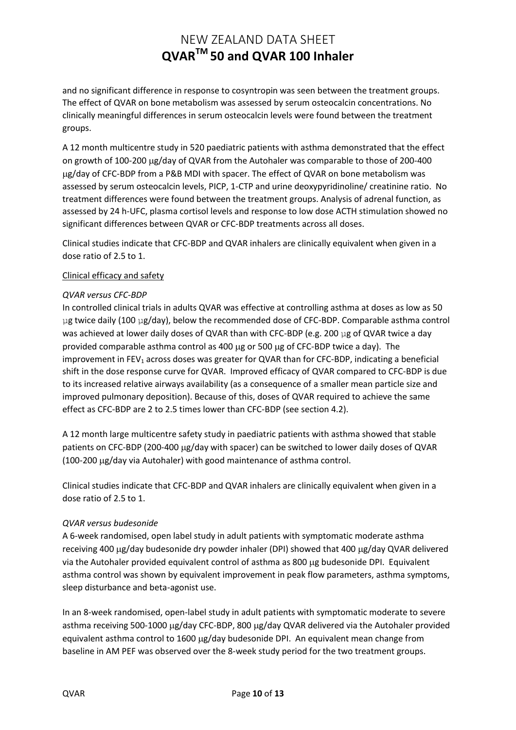and no significant difference in response to cosyntropin was seen between the treatment groups. The effect of QVAR on bone metabolism was assessed by serum osteocalcin concentrations. No clinically meaningful differences in serum osteocalcin levels were found between the treatment groups.

A 12 month multicentre study in 520 paediatric patients with asthma demonstrated that the effect on growth of 100-200 μg/day of QVAR from the Autohaler was comparable to those of 200-400 μg/day of CFC-BDP from a P&B MDI with spacer. The effect of QVAR on bone metabolism was assessed by serum osteocalcin levels, PICP, 1-CTP and urine deoxypyridinoline/ creatinine ratio. No treatment differences were found between the treatment groups. Analysis of adrenal function, as assessed by 24 h-UFC, plasma cortisol levels and response to low dose ACTH stimulation showed no significant differences between QVAR or CFC-BDP treatments across all doses.

Clinical studies indicate that CFC-BDP and QVAR inhalers are clinically equivalent when given in a dose ratio of 2.5 to 1.

Clinical efficacy and safety

*QVAR versus CFC-BDP*

In controlled clinical trials in adults QVAR was effective at controlling asthma at doses as low as 50 μg twice daily (100 μg/day), below the recommended dose of CFC-BDP. Comparable asthma control was achieved at lower daily doses of QVAR than with CFC-BDP (e.g. 200 μg of QVAR twice a day provided comparable asthma control as 400 μg or 500 μg of CFC-BDP twice a day). The improvement in $FEV_1$ across doses was greater for QVAR than for CFC-BDP, indicating a beneficial shift in the dose response curve for QVAR. Improved efficacy of QVAR compared to CFC-BDP is due to its increased relative airways availability (as a consequence of a smaller mean particle size and improved pulmonary deposition). Because of this, doses of QVAR required to achieve the same effect as CFC-BDP are 2 to 2.5 times lower than CFC-BDP (see section 4.2).

A 12 month large multicentre safety study in paediatric patients with asthma showed that stable patients on CFC-BDP (200-400 μg/day with spacer) can be switched to lower daily doses of QVAR (100-200 μg/day via Autohaler) with good maintenance of asthma control.

Clinical studies indicate that CFC-BDP and QVAR inhalers are clinically equivalent when given in a dose ratio of 2.5 to 1.

*QVAR versus budesonide*

A 6-week randomised, open label study in adult patients with symptomatic moderate asthma receiving 400 μg/day budesonide dry powder inhaler (DPI) showed that 400 μg/day QVAR delivered via the Autohaler provided equivalent control of asthma as 800 μg budesonide DPI. Equivalent asthma control was shown by equivalent improvement in peak flow parameters, asthma symptoms, sleep disturbance and beta-agonist use.

In an 8-week randomised, open-label study in adult patients with symptomatic moderate to severe asthma receiving 500-1000 μg/day CFC-BDP, 800 μg/day QVAR delivered via the Autohaler provided equivalent asthma control to 1600 μg/day budesonide DPI. An equivalent mean change from baseline in AM PEF was observed over the 8-week study period for the two treatment groups.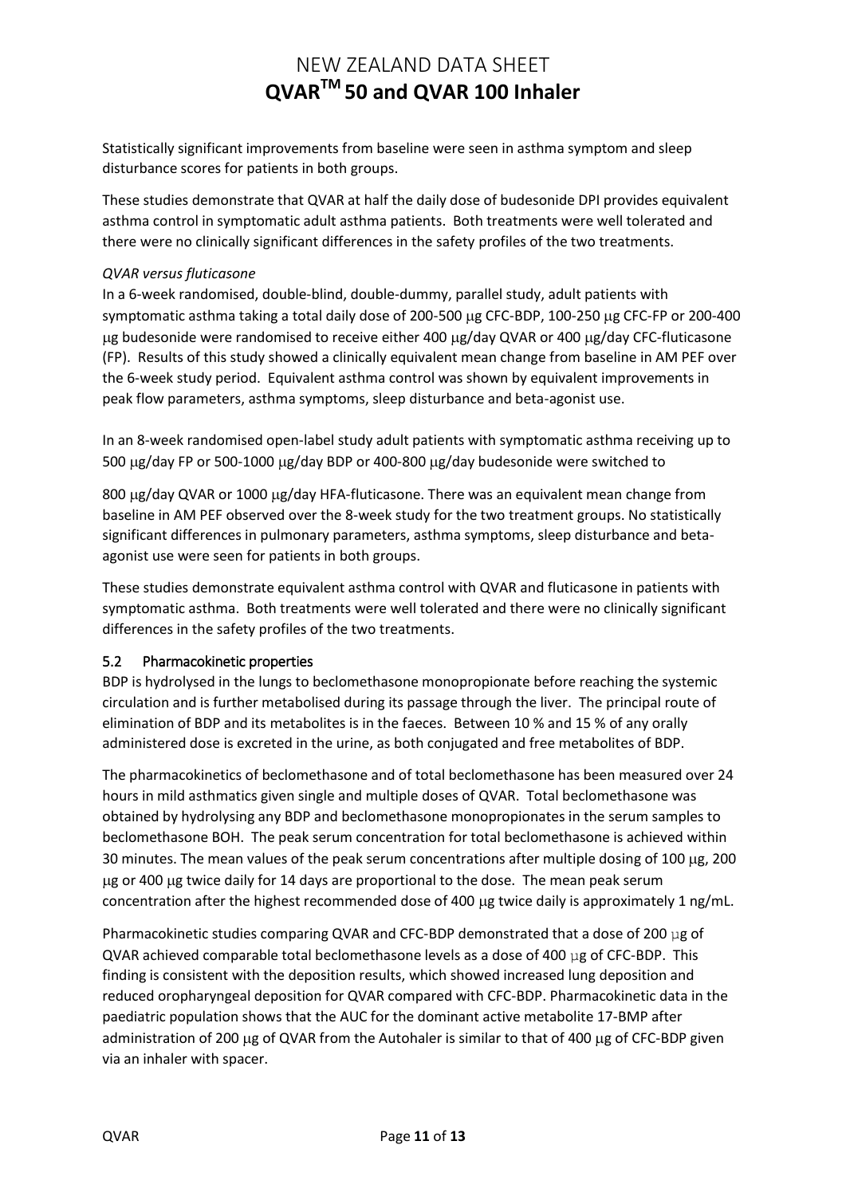Statistically significant improvements from baseline were seen in asthma symptom and sleep disturbance scores for patients in both groups.

These studies demonstrate that QVAR at half the daily dose of budesonide DPI provides equivalent asthma control in symptomatic adult asthma patients. Both treatments were well tolerated and there were no clinically significant differences in the safety profiles of the two treatments.

*QVAR versus fluticasone*

In a 6-week randomised, double-blind, double-dummy, parallel study, adult patients with symptomatic asthma taking a total daily dose of 200-500 μg CFC-BDP, 100-250 μg CFC-FP or 200-400 μg budesonide were randomised to receive either 400 μg/day QVAR or 400 μg/day CFC-fluticasone (FP). Results of this study showed a clinically equivalent mean change from baseline in AM PEF over the 6-week study period. Equivalent asthma control was shown by equivalent improvements in peak flow parameters, asthma symptoms, sleep disturbance and beta-agonist use.

In an 8-week randomised open-label study adult patients with symptomatic asthma receiving up to 500 μg/day FP or 500-1000 μg/day BDP or 400-800 μg/day budesonide were switched to

800 μg/day QVAR or 1000 μg/day HFA-fluticasone. There was an equivalent mean change from baseline in AM PEF observed over the 8-week study for the two treatment groups. No statistically significant differences in pulmonary parameters, asthma symptoms, sleep disturbance and beta-agonist use were seen for patients in both groups.

These studies demonstrate equivalent asthma control with QVAR and fluticasone in patients with symptomatic asthma. Both treatments were well tolerated and there were no clinically significant differences in the safety profiles of the two treatments.

### 5.2 Pharmacokinetic properties

BDP is hydrolysed in the lungs to beclomethasone monopropionate before reaching the systemic circulation and is further metabolised during its passage through the liver. The principal route of elimination of BDP and its metabolites is in the faeces. Between 10 % and 15 % of any orally administered dose is excreted in the urine, as both conjugated and free metabolites of BDP.

The pharmacokinetics of beclomethasone and of total beclomethasone has been measured over 24 hours in mild asthmatics given single and multiple doses of QVAR. Total beclomethasone was obtained by hydrolysing any BDP and beclomethasone monopropionates in the serum samples to beclomethasone BOH. The peak serum concentration for total beclomethasone is achieved within 30 minutes. The mean values of the peak serum concentrations after multiple dosing of 100 μg, 200 μg or 400 μg twice daily for 14 days are proportional to the dose. The mean peak serum concentration after the highest recommended dose of 400 μg twice daily is approximately 1 ng/mL.

Pharmacokinetic studies comparing QVAR and CFC-BDP demonstrated that a dose of 200 μg of QVAR achieved comparable total beclomethasone levels as a dose of 400 μg of CFC-BDP. This finding is consistent with the deposition results, which showed increased lung deposition and reduced oropharyngeal deposition for QVAR compared with CFC-BDP. Pharmacokinetic data in the paediatric population shows that the AUC for the dominant active metabolite 17-BMP after administration of 200 μg of QVAR from the Autohaler is similar to that of 400 μg of CFC-BDP given via an inhaler with spacer.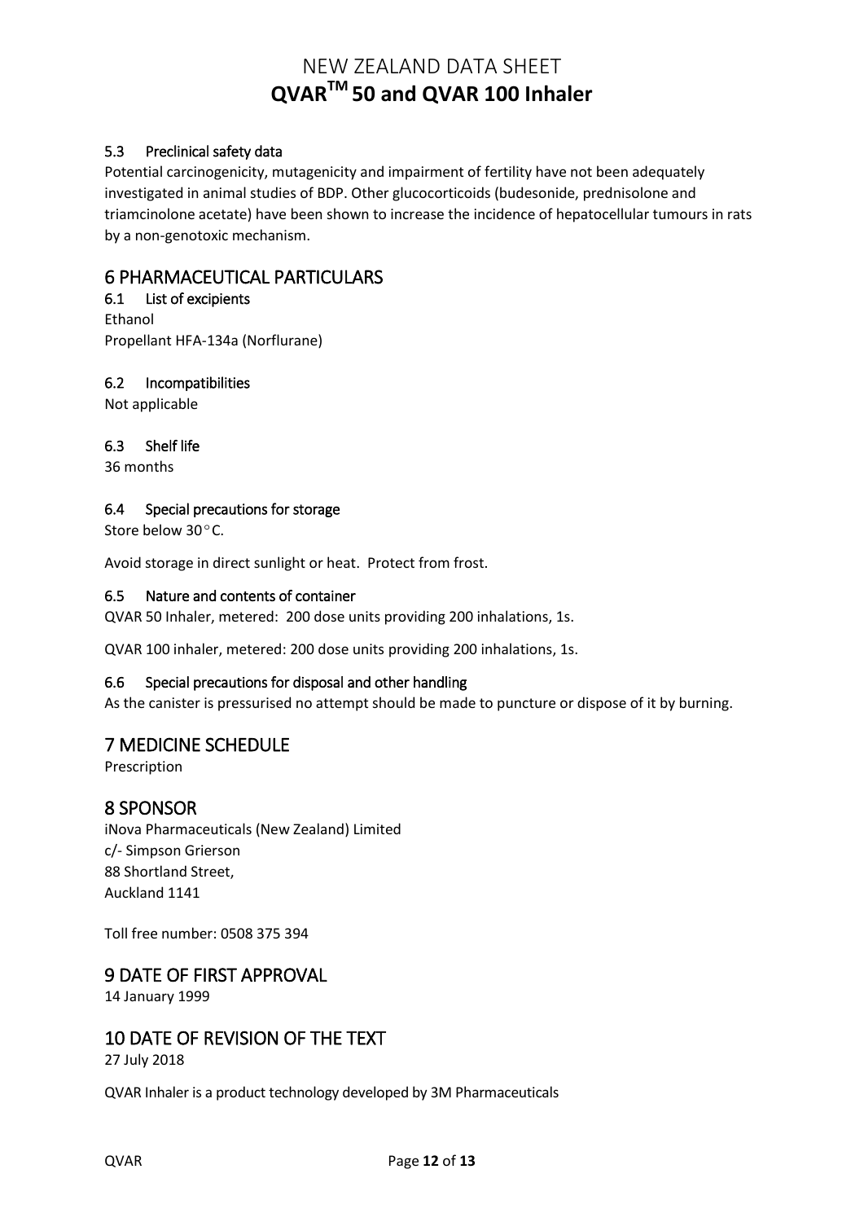### 5.3 Preclinical safety data

Potential carcinogenicity, mutagenicity and impairment of fertility have not been adequately investigated in animal studies of BDP. Other glucocorticoids (budesonide, prednisolone and triamcinolone acetate) have been shown to increase the incidence of hepatocellular tumours in rats by a non-genotoxic mechanism.

## 6 PHARMACEUTICAL PARTICULARS

### 6.1 List of excipients

Ethanol
Propellant HFA-134a (Norflurane)

### 6.2 Incompatibilities

Not applicable

### 6.3 Shelf life

36 months

### 6.4 Special precautions for storage

Store below 30 °C.

Avoid storage in direct sunlight or heat. Protect from frost.

### 6.5 Nature and contents of container

QVAR 50 Inhaler, metered: 200 dose units providing 200 inhalations, 1s.

QVAR 100 inhaler, metered: 200 dose units providing 200 inhalations, 1s.

### 6.6 Special precautions for disposal and other handling

As the canister is pressurised no attempt should be made to puncture or dispose of it by burning.

## 7 MEDICINE SCHEDULE

Prescription

## 8 SPONSOR

iNova Pharmaceuticals (New Zealand) Limited
c/- Simpson Grierson
88 Shortland Street,
Auckland 1141

Toll free number: 0508 375 394

## 9 DATE OF FIRST APPROVAL

14 January 1999

## 10 DATE OF REVISION OF THE TEXT

27 July 2018

QVAR Inhaler is a product technology developed by 3M Pharmaceuticals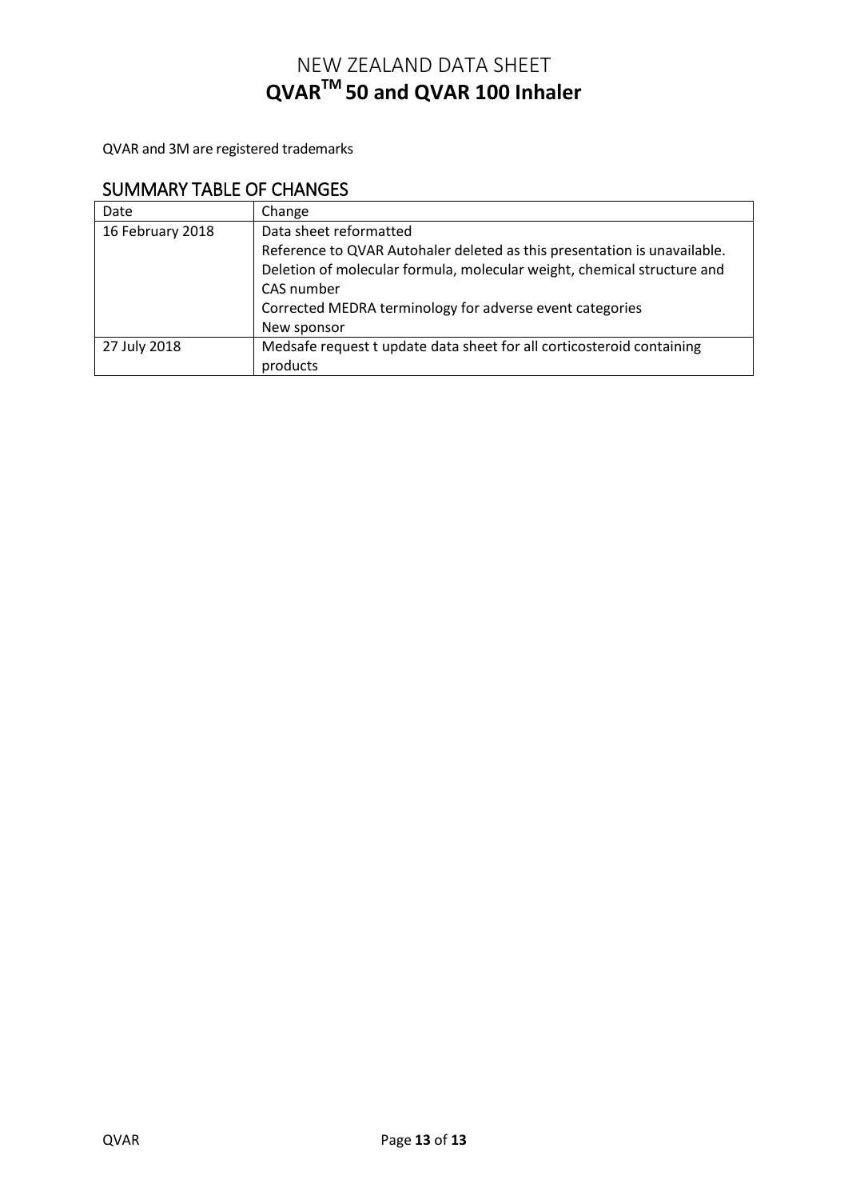QVAR and 3M are registered trademarks

## SUMMARY TABLE OF CHANGES

| Date | Change |
|---|---|
| 16 February 2018 | Data sheet reformatted<br>Reference to QVAR Autohaler deleted as this presentation is unavailable.<br>Deletion of molecular formula, molecular weight, chemical structure and CAS number<br>Corrected MEDRA terminology for adverse event categories<br>New sponsor |
| 27 July 2018 | Medsafe request t update data sheet for all corticosteroid containing products |